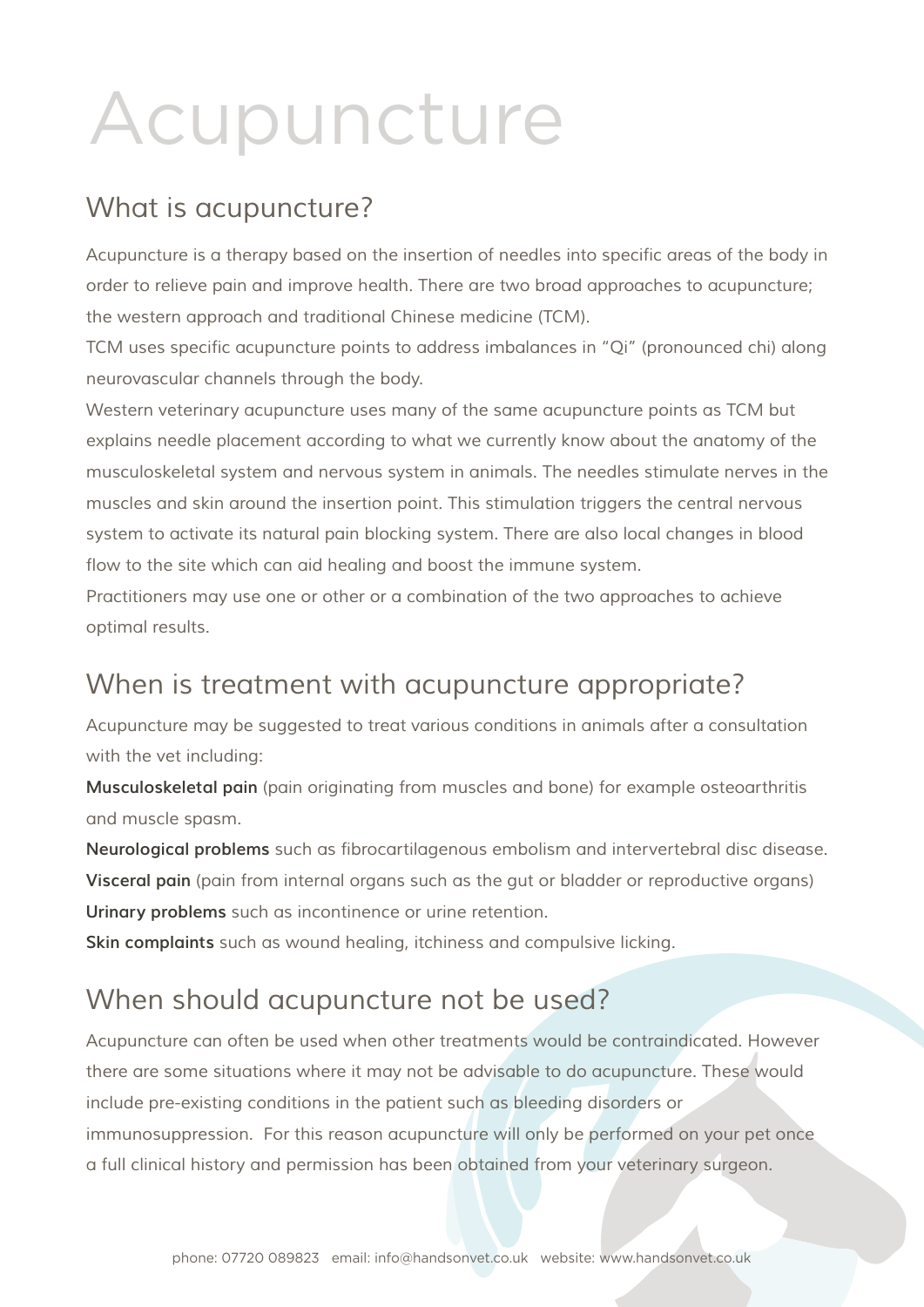# Acupuncture

## What is acupuncture?

Acupuncture is a therapy based on the insertion of needles into specific areas of the body in order to relieve pain and improve health. There are two broad approaches to acupuncture; the western approach and traditional Chinese medicine (TCM).

TCM uses specific acupuncture points to address imbalances in "Qi" (pronounced chi) along neurovascular channels through the body.

Western veterinary acupuncture uses many of the same acupuncture points as TCM but explains needle placement according to what we currently know about the anatomy of the musculoskeletal system and nervous system in animals. The needles stimulate nerves in the muscles and skin around the insertion point. This stimulation triggers the central nervous system to activate its natural pain blocking system. There are also local changes in blood flow to the site which can aid healing and boost the immune system.

Practitioners may use one or other or a combination of the two approaches to achieve optimal results.

## When is treatment with acupuncture appropriate?

Acupuncture may be suggested to treat various conditions in animals after a consultation with the vet including:

**Musculoskeletal pain** (pain originating from muscles and bone) for example osteoarthritis and muscle spasm.

**Neurological problems** such as fibrocartilagenous embolism and intervertebral disc disease.

**Visceral pain** (pain from internal organs such as the gut or bladder or reproductive organs)

**Urinary problems** such as incontinence or urine retention.

**Skin complaints** such as wound healing, itchiness and compulsive licking.

## When should acupuncture not be used?

Acupuncture can often be used when other treatments would be contraindicated. However there are some situations where it may not be advisable to do acupuncture. These would include pre-existing conditions in the patient such as bleeding disorders or immunosuppression. For this reason acupuncture will only be performed on your pet once a full clinical history and permission has been obtained from your veterinary surgeon.

phone: 07720 089823 email: info@handsonvet.co.uk website: www.handsonvet.co.uk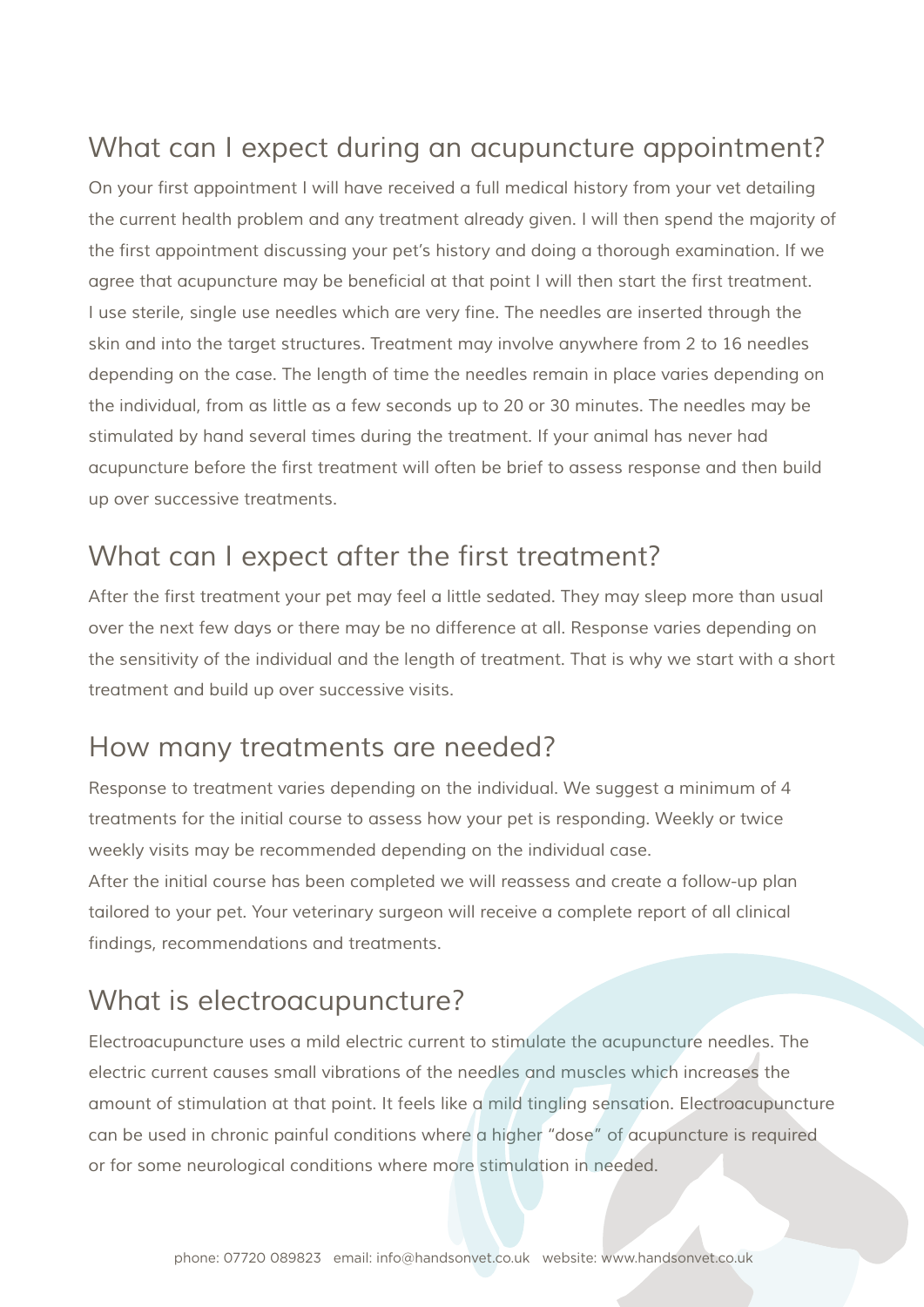## What can I expect during an acupuncture appointment?

On your first appointment I will have received a full medical history from your vet detailing the current health problem and any treatment already given. I will then spend the majority of the first appointment discussing your pet's history and doing a thorough examination. If we agree that acupuncture may be beneficial at that point I will then start the first treatment. I use sterile, single use needles which are very fine. The needles are inserted through the skin and into the target structures. Treatment may involve anywhere from 2 to 16 needles depending on the case. The length of time the needles remain in place varies depending on the individual, from as little as a few seconds up to 20 or 30 minutes. The needles may be stimulated by hand several times during the treatment. If your animal has never had acupuncture before the first treatment will often be brief to assess response and then build up over successive treatments.

## What can I expect after the first treatment?

After the first treatment your pet may feel a little sedated. They may sleep more than usual over the next few days or there may be no difference at all. Response varies depending on the sensitivity of the individual and the length of treatment. That is why we start with a short treatment and build up over successive visits.

## How many treatments are needed?

Response to treatment varies depending on the individual. We suggest a minimum of 4 treatments for the initial course to assess how your pet is responding. Weekly or twice weekly visits may be recommended depending on the individual case.

After the initial course has been completed we will reassess and create a follow-up plan tailored to your pet. Your veterinary surgeon will receive a complete report of all clinical findings, recommendations and treatments.

## What is electroacupuncture?

Electroacupuncture uses a mild electric current to stimulate the acupuncture needles. The electric current causes small vibrations of the needles and muscles which increases the amount of stimulation at that point. It feels like a mild tingling sensation. Electroacupuncture can be used in chronic painful conditions where a higher "dose" of acupuncture is required or for some neurological conditions where more stimulation in needed.

phone: 07720 089823 email: info@handsonvet.co.uk website: www.handsonvet.co.uk